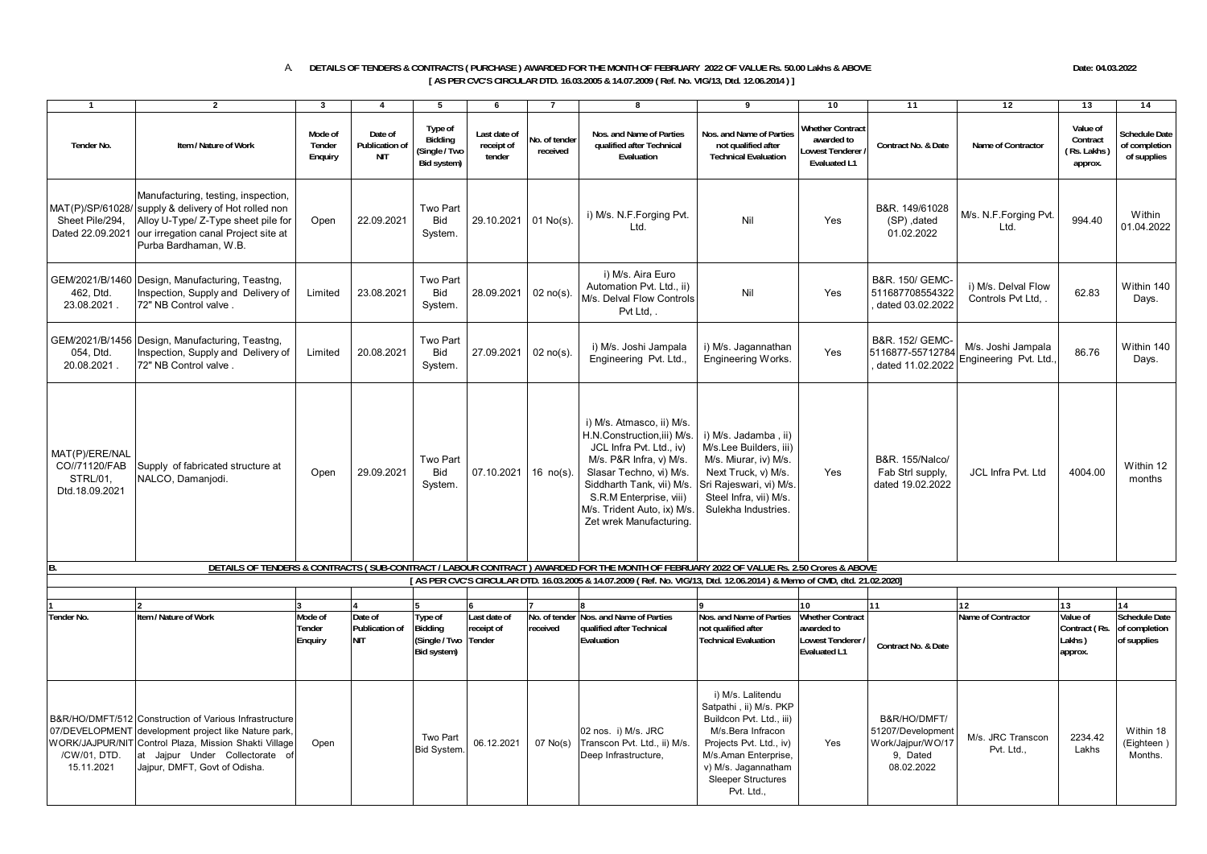A. **DETAILS OF TENDERS & CONTRACTS ( PURCHASE ) AWARDED FOR THE MONTH OF FEBRUARY 2022 OF VALUE Rs. 50.00 Lakhs & ABOVE**

**[ AS PER CVC'S CIRCULAR DTD. 16.03.2005 & 14.07.2009 ( Ref. No. VIG/13, Dtd. 12.06.2014 ) ]**

Date: 04.03.2022

| 1 | 2 | 3 | 4 | 5 | 6 | 7 | 8 | 9 | 10 | 11 | 12 | 13 | 14 |
|---|---|---|---|---|---|---|---|---|---|---|---|---|---|
| Tender No. | Item / Nature of Work | Mode of Tender Enquiry | Date of Publication of NIT | Type of Bidding (Single / Two Bid system) | Last date of receipt of tender | No. of tender received | Nos. and Name of Parties qualified after Technical Evaluation | Nos. and Name of Parties not qualified after Technical Evaluation | Whether Contract awarded to Lowest Tenderer / Evaluated L1 | Contract No. & Date | Name of Contractor | Value of Contract (Rs. Lakhs) approx. | Schedule Date of completion of supplies |
| MAT(P)/SP/61028/ Sheet Pile/294, Dated 22.09.2021 | Manufacturing, testing, inspection, supply & delivery of Hot rolled non Alloy U-Type/ Z-Type sheet pile for our irregation canal Project site at Purba Bardhaman, W.B. | Open | 22.09.2021 | Two Part Bid System. | 29.10.2021 | 01 No(s). | i) M/s. N.F.Forging Pvt. Ltd. | Nil | Yes | B&R. 149/61028 (SP) ,dated 01.02.2022 | M/s. N.F.Forging Pvt. Ltd. | 994.40 | Within 01.04.2022 |
| GEM/2021/B/1460 462, Dtd. 23.08.2021 . | Design, Manufacturing, Teastng, Inspection, Supply and Delivery of 72" NB Control valve . | Limited | 23.08.2021 | Two Part Bid System. | 28.09.2021 | 02 no(s). | i) M/s. Aira Euro Automation Pvt. Ltd., ii) M/s. Delval Flow Controls Pvt Ltd, . | Nil | Yes | B&R. 150/ GEMC-511687708554322 , dated 03.02.2022 | i) M/s. Delval Flow Controls Pvt Ltd, . | 62.83 | Within 140 Days. |
| GEM/2021/B/1456 054, Dtd. 20.08.2021 . | Design, Manufacturing, Teastng, Inspection, Supply and Delivery of 72" NB Control valve . | Limited | 20.08.2021 | Two Part Bid System. | 27.09.2021 | 02 no(s). | i) M/s. Joshi Jampala Engineering Pvt. Ltd., | i) M/s. Jagannathan Engineering Works. | Yes | B&R. 152/ GEMC-5116877-55712784 , dated 11.02.2022 | M/s. Joshi Jampala Engineering Pvt. Ltd., | 86.76 | Within 140 Days. |
| MAT(P)/ERE/NAL CO//71120/FAB STRL/01, Dtd.18.09.2021 | Supply of fabricated structure at NALCO, Damanjodi. | Open | 29.09.2021 | Two Part Bid System. | 07.10.2021 | 16 no(s). | i) M/s. Atmasco, ii) M/s. H.N.Construction,iii) M/s. JCL Infra Pvt. Ltd., iv) M/s. P&R Infra, v) M/s. Slasar Techno, vi) M/s. Siddharth Tank, vii) M/s. S.R.M Enterprise, viii) M/s. Trident Auto, ix) M/s. Zet wrek Manufacturing. | i) M/s. Jadamba , ii) M/s.Lee Builders, iii) M/s. Miurar, iv) M/s. Next Truck, v) M/s. Sri Rajeswari, vi) M/s. Steel Infra, vii) M/s. Sulekha Industries. | Yes | B&R. 155/Nalco/ Fab Strl supply, dated 19.02.2022 | JCL Infra Pvt. Ltd | 4004.00 | Within 12 months |

B. **DETAILS OF TENDERS & CONTRACTS ( SUB-CONTRACT / LABOUR CONTRACT ) AWARDED FOR THE MONTH OF FEBRUARY 2022 OF VALUE Rs. 2.50 Crores & ABOVE**

**[ AS PER CVC'S CIRCULAR DTD. 16.03.2005 & 14.07.2009 ( Ref. No. VIG/13, Dtd. 12.06.2014 ) & Memo of CMD, dtd. 21.02.2020]**

| 1 | 2 | 3 | 4 | 5 | 6 | 7 | 8 | 9 | 10 | 11 | 12 | 13 | 14 |
|---|---|---|---|---|---|---|---|---|---|---|---|---|---|
| Tender No. | Item / Nature of Work | Mode of Tender Enquiry | Date of Publication of NIT | Type of Bidding (Single / Two Bid system) | Last date of receipt of Tender | No. of tender received | Nos. and Name of Parties qualified after Technical Evaluation | Nos. and Name of Parties not qualified after Technical Evaluation | Whether Contract awarded to Lowest Tenderer / Evaluated L1 | Contract No. & Date | Name of Contractor | Value of Contract (Rs. Lakhs) approx. | Schedule Date of completion of supplies |
| B&R/HO/DMFT/512 07/DEVELOPMENT WORK/JAJPUR/NIT /CW/01, DTD. 15.11.2021 | Construction of Various Infrastructure development project like Nature park, Control Plaza, Mission Shakti Village at Jajpur Under Collectorate of Jajpur, DMFT, Govt of Odisha. | Open | | Two Part Bid System. | 06.12.2021 | 07 No(s) | 02 nos. i) M/s. JRC Transcon Pvt. Ltd., ii) M/s. Deep Infrastructure, | i) M/s. Lalitendu Satpathi , ii) M/s. PKP Buildcon Pvt. Ltd., iii) M/s.Bera Infracon Projects Pvt. Ltd., iv) M/s.Aman Enterprise, v) M/s. Jagannatham Sleeper Structures Pvt. Ltd., | Yes | B&R/HO/DMFT/ 51207/Development Work/Jajpur/WO/17 9, Dated 08.02.2022 | M/s. JRC Transcon Pvt. Ltd., | 2234.42 Lakhs | Within 18 (Eighteen ) Months. |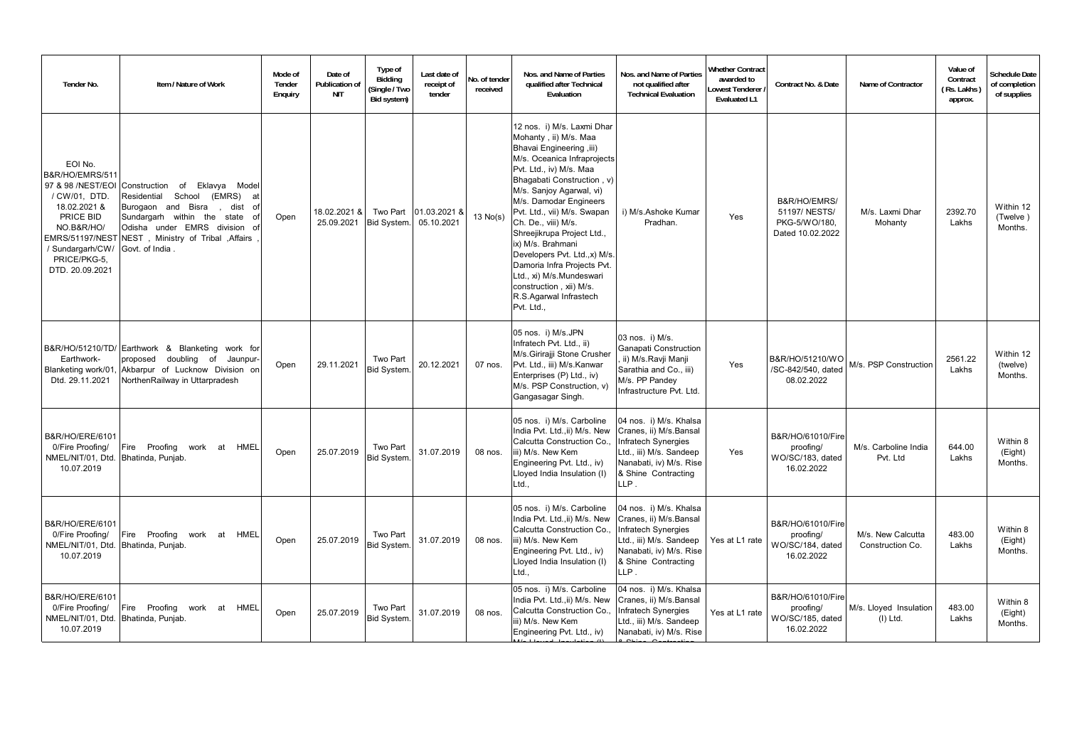| Tender No. | Item / Nature of Work | Mode of Tender Enquiry | Date of Publication of NIT | Type of Bidding (Single / Two Bid system) | Last date of receipt of tender | No. of tender received | Nos. and Name of Parties qualified after Technical Evaluation | Nos. and Name of Parties not qualified after Technical Evaluation | Whether Contract awarded to Lowest Tenderer / Evaluated L1 | Contract No. & Date | Name of Contractor | Value of Contract ( Rs. Lakhs ) approx. | Schedule Date of completion of supplies |
|---|---|---|---|---|---|---|---|---|---|---|---|---|---|
| EOI No. B&R/HO/EMRS/51197 & 98 /NEST/EOI / CW/01, DTD. 18.02.2021 & PRICE BID NO.B&R/HO/ EMRS/51197/NEST / Sundargarh/CW/ PRICE/PKG-5, DTD. 20.09.2021 | Construction of Eklavya Model Residential School (EMRS) at Burogaon and Bisra , dist of Sundargarh within the state of Odisha under EMRS division of NEST , Ministry of Tribal ,Affairs , Govt. of India . | Open | 18.02.2021 & 25.09.2021 | Two Part Bid System. | 01.03.2021 & 05.10.2021 | 13 No(s) | 12 nos. i) M/s. Laxmi Dhar Mohanty , ii) M/s. Maa Bhavai Engineering ,iii) M/s. Oceanica Infraprojects Pvt. Ltd., iv) M/s. Maa Bhagabati Construction , v) M/s. Sanjoy Agarwal, vi) M/s. Damodar Engineers Pvt. Ltd., vii) M/s. Swapan Ch. De., viii) M/s. Shreejikrupa Project Ltd., ix) M/s. Brahmani Developers Pvt. Ltd.,x) M/s. Damoria Infra Projects Pvt. Ltd., xi) M/s.Mundeswari construction , xii) M/s. R.S.Agarwal Infrastech Pvt. Ltd., | i) M/s.Ashoke Kumar Pradhan. | Yes | B&R/HO/EMRS/ 51197/ NESTS/ PKG-5/WO/180, Dated 10.02.2022 | M/s. Laxmi Dhar Mohanty | 2392.70 Lakhs | Within 12 (Twelve ) Months. |
| B&R/HO/51210/TD/ Earthwork- Blanketing work/01, Dtd. 29.11.2021 | Earthwork & Blanketing work for proposed doubling of Jaunpur-Akbarpur of Lucknow Division on NorthenRailway in Uttarpradesh | Open | 29.11.2021 | Two Part Bid System. | 20.12.2021 | 07 nos. | 05 nos. i) M/s.JPN Infratech Pvt. Ltd., ii) M/s.Girirajji Stone Crusher Pvt. Ltd., iii) M/s.Kanwar Enterprises (P) Ltd., iv) M/s. PSP Construction, v) Gangasagar Singh. | 03 nos. i) M/s. Ganapati Construction , ii) M/s.Ravji Manji Sarathia and Co., iii) M/s. PP Pandey Infrastructure Pvt. Ltd. | Yes | B&R/HO/51210/WO /SC-842/540, dated 08.02.2022 | M/s. PSP Construction | 2561.22 Lakhs | Within 12 (twelve) Months. |
| B&R/HO/ERE/61010/Fire Proofing/ NMEL/NIT/01, Dtd. 10.07.2019 | Fire Proofing work at HMEL Bhatinda, Punjab. | Open | 25.07.2019 | Two Part Bid System. | 31.07.2019 | 08 nos. | 05 nos. i) M/s. Carboline India Pvt. Ltd.,ii) M/s. New Calcutta Construction Co., iii) M/s. New Kem Engineering Pvt. Ltd., iv) Lloyed India Insulation (I) Ltd., | 04 nos. i) M/s. Khalsa Cranes, ii) M/s.Bansal Infratech Synergies Ltd., iii) M/s. Sandeep Nanabati, iv) M/s. Rise & Shine Contracting LLP . | Yes | B&R/HO/61010/Fire proofing/ WO/SC/183, dated 16.02.2022 | M/s. Carboline India Pvt. Ltd | 644.00 Lakhs | Within 8 (Eight) Months. |
| B&R/HO/ERE/61010/Fire Proofing/ NMEL/NIT/01, Dtd. 10.07.2019 | Fire Proofing work at HMEL Bhatinda, Punjab. | Open | 25.07.2019 | Two Part Bid System. | 31.07.2019 | 08 nos. | 05 nos. i) M/s. Carboline India Pvt. Ltd.,ii) M/s. New Calcutta Construction Co., iii) M/s. New Kem Engineering Pvt. Ltd., iv) Lloyed India Insulation (I) Ltd., | 04 nos. i) M/s. Khalsa Cranes, ii) M/s.Bansal Infratech Synergies Ltd., iii) M/s. Sandeep Nanabati, iv) M/s. Rise & Shine Contracting LLP . | Yes at L1 rate | B&R/HO/61010/Fire proofing/ WO/SC/184, dated 16.02.2022 | M/s. New Calcutta Construction Co. | 483.00 Lakhs | Within 8 (Eight) Months. |
| B&R/HO/ERE/61010/Fire Proofing/ NMEL/NIT/01, Dtd. 10.07.2019 | Fire Proofing work at HMEL Bhatinda, Punjab. | Open | 25.07.2019 | Two Part Bid System. | 31.07.2019 | 08 nos. | 05 nos. i) M/s. Carboline India Pvt. Ltd.,ii) M/s. New Calcutta Construction Co., iii) M/s. New Kem Engineering Pvt. Ltd., iv) M/s Lloyed Insulation (I) | 04 nos. i) M/s. Khalsa Cranes, ii) M/s.Bansal Infratech Synergies Ltd., iii) M/s. Sandeep Nanabati, iv) M/s. Rise & Shine Contracting | Yes at L1 rate | B&R/HO/61010/Fire proofing/ WO/SC/185, dated 16.02.2022 | M/s. Lloyed Insulation (I) Ltd. | 483.00 Lakhs | Within 8 (Eight) Months. |